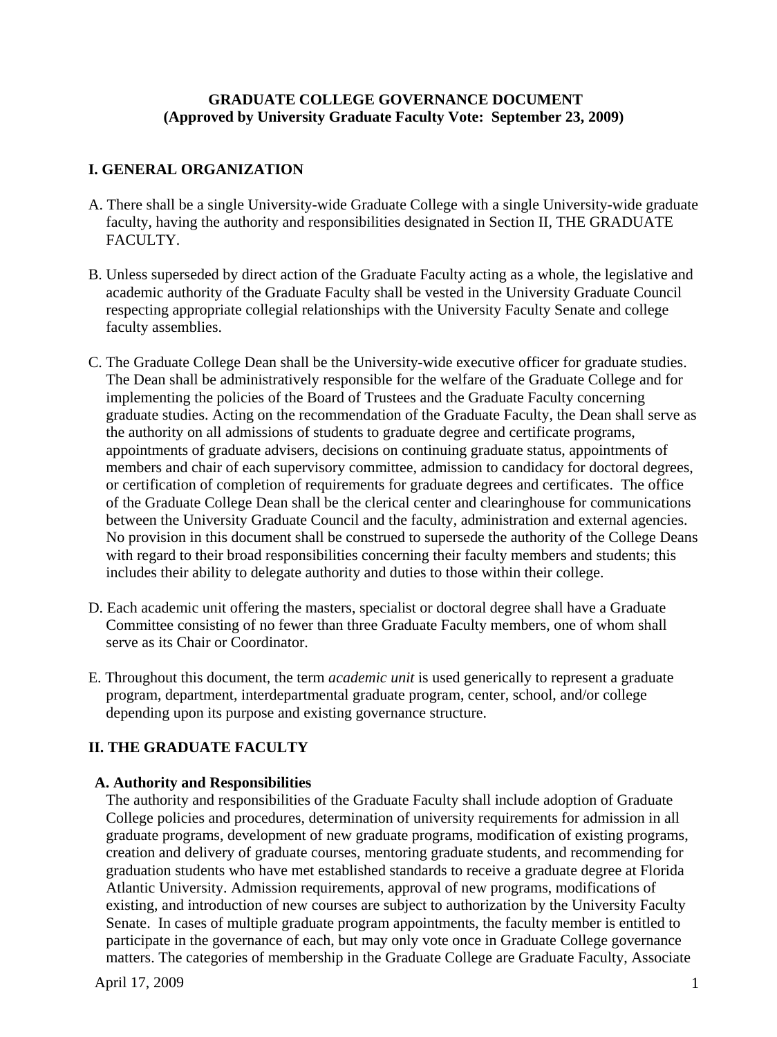**GRADUATE COLLEGE GOVERNANCE DOCUMENT**
**(Approved by University Graduate Faculty Vote: September 23, 2009)**

## I. GENERAL ORGANIZATION

A. There shall be a single University-wide Graduate College with a single University-wide graduate faculty, having the authority and responsibilities designated in Section II, THE GRADUATE FACULTY.

B. Unless superseded by direct action of the Graduate Faculty acting as a whole, the legislative and academic authority of the Graduate Faculty shall be vested in the University Graduate Council respecting appropriate collegial relationships with the University Faculty Senate and college faculty assemblies.

C. The Graduate College Dean shall be the University-wide executive officer for graduate studies. The Dean shall be administratively responsible for the welfare of the Graduate College and for implementing the policies of the Board of Trustees and the Graduate Faculty concerning graduate studies. Acting on the recommendation of the Graduate Faculty, the Dean shall serve as the authority on all admissions of students to graduate degree and certificate programs, appointments of graduate advisers, decisions on continuing graduate status, appointments of members and chair of each supervisory committee, admission to candidacy for doctoral degrees, or certification of completion of requirements for graduate degrees and certificates. The office of the Graduate College Dean shall be the clerical center and clearinghouse for communications between the University Graduate Council and the faculty, administration and external agencies. No provision in this document shall be construed to supersede the authority of the College Deans with regard to their broad responsibilities concerning their faculty members and students; this includes their ability to delegate authority and duties to those within their college.

D. Each academic unit offering the masters, specialist or doctoral degree shall have a Graduate Committee consisting of no fewer than three Graduate Faculty members, one of whom shall serve as its Chair or Coordinator.

E. Throughout this document, the term *academic unit* is used generically to represent a graduate program, department, interdepartmental graduate program, center, school, and/or college depending upon its purpose and existing governance structure.

## II. THE GRADUATE FACULTY

### A. Authority and Responsibilities

The authority and responsibilities of the Graduate Faculty shall include adoption of Graduate College policies and procedures, determination of university requirements for admission in all graduate programs, development of new graduate programs, modification of existing programs, creation and delivery of graduate courses, mentoring graduate students, and recommending for graduation students who have met established standards to receive a graduate degree at Florida Atlantic University. Admission requirements, approval of new programs, modifications of existing, and introduction of new courses are subject to authorization by the University Faculty Senate. In cases of multiple graduate program appointments, the faculty member is entitled to participate in the governance of each, but may only vote once in Graduate College governance matters. The categories of membership in the Graduate College are Graduate Faculty, Associate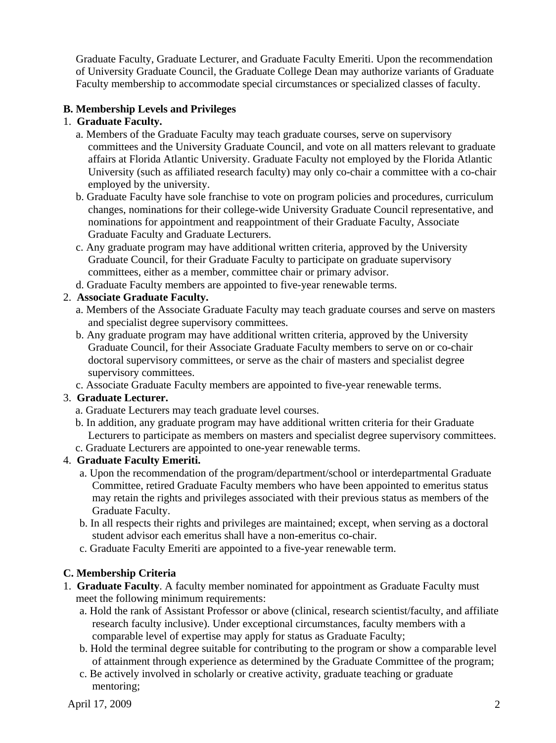Graduate Faculty, Graduate Lecturer, and Graduate Faculty Emeriti. Upon the recommendation of University Graduate Council, the Graduate College Dean may authorize variants of Graduate Faculty membership to accommodate special circumstances or specialized classes of faculty.

**B. Membership Levels and Privileges**

1. **Graduate Faculty.**
   a. Members of the Graduate Faculty may teach graduate courses, serve on supervisory committees and the University Graduate Council, and vote on all matters relevant to graduate affairs at Florida Atlantic University. Graduate Faculty not employed by the Florida Atlantic University (such as affiliated research faculty) may only co-chair a committee with a co-chair employed by the university.
   b. Graduate Faculty have sole franchise to vote on program policies and procedures, curriculum changes, nominations for their college-wide University Graduate Council representative, and nominations for appointment and reappointment of their Graduate Faculty, Associate Graduate Faculty and Graduate Lecturers.
   c. Any graduate program may have additional written criteria, approved by the University Graduate Council, for their Graduate Faculty to participate on graduate supervisory committees, either as a member, committee chair or primary advisor.
   d. Graduate Faculty members are appointed to five-year renewable terms.
2. **Associate Graduate Faculty.**
   a. Members of the Associate Graduate Faculty may teach graduate courses and serve on masters and specialist degree supervisory committees.
   b. Any graduate program may have additional written criteria, approved by the University Graduate Council, for their Associate Graduate Faculty members to serve on or co-chair doctoral supervisory committees, or serve as the chair of masters and specialist degree supervisory committees.
   c. Associate Graduate Faculty members are appointed to five-year renewable terms.
3. **Graduate Lecturer.**
   a. Graduate Lecturers may teach graduate level courses.
   b. In addition, any graduate program may have additional written criteria for their Graduate Lecturers to participate as members on masters and specialist degree supervisory committees.
   c. Graduate Lecturers are appointed to one-year renewable terms.
4. **Graduate Faculty Emeriti.**
   a. Upon the recommendation of the program/department/school or interdepartmental Graduate Committee, retired Graduate Faculty members who have been appointed to emeritus status may retain the rights and privileges associated with their previous status as members of the Graduate Faculty.
   b. In all respects their rights and privileges are maintained; except, when serving as a doctoral student advisor each emeritus shall have a non-emeritus co-chair.
   c. Graduate Faculty Emeriti are appointed to a five-year renewable term.

**C. Membership Criteria**

1. **Graduate Faculty**. A faculty member nominated for appointment as Graduate Faculty must meet the following minimum requirements:
   a. Hold the rank of Assistant Professor or above (clinical, research scientist/faculty, and affiliate research faculty inclusive). Under exceptional circumstances, faculty members with a comparable level of expertise may apply for status as Graduate Faculty;
   b. Hold the terminal degree suitable for contributing to the program or show a comparable level of attainment through experience as determined by the Graduate Committee of the program;
   c. Be actively involved in scholarly or creative activity, graduate teaching or graduate mentoring;

April 17, 2009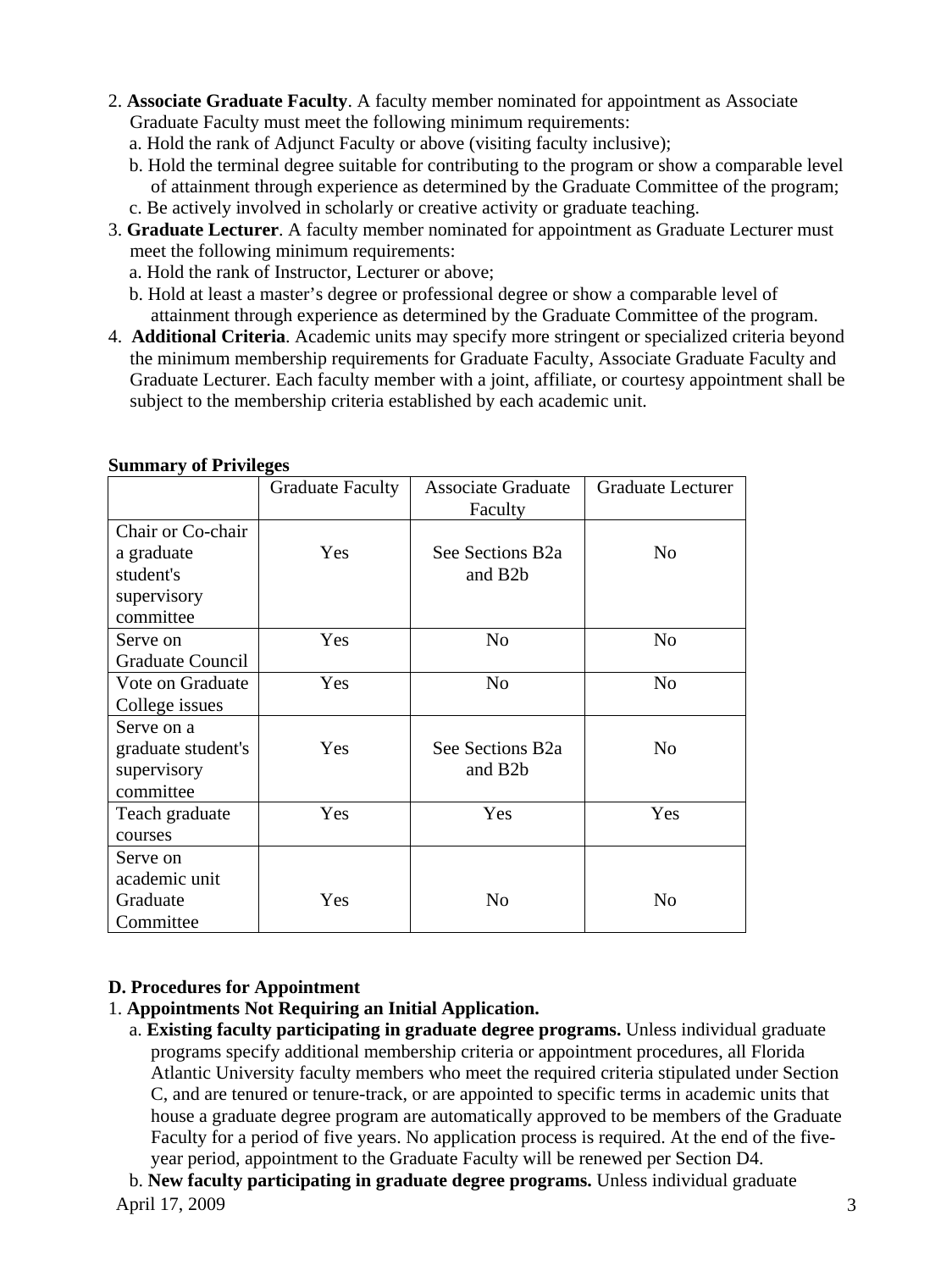2. **Associate Graduate Faculty**. A faculty member nominated for appointment as Associate Graduate Faculty must meet the following minimum requirements:
   a. Hold the rank of Adjunct Faculty or above (visiting faculty inclusive);
   b. Hold the terminal degree suitable for contributing to the program or show a comparable level of attainment through experience as determined by the Graduate Committee of the program;
   c. Be actively involved in scholarly or creative activity or graduate teaching.
3. **Graduate Lecturer**. A faculty member nominated for appointment as Graduate Lecturer must meet the following minimum requirements:
   a. Hold the rank of Instructor, Lecturer or above;
   b. Hold at least a master's degree or professional degree or show a comparable level of attainment through experience as determined by the Graduate Committee of the program.
4. **Additional Criteria**. Academic units may specify more stringent or specialized criteria beyond the minimum membership requirements for Graduate Faculty, Associate Graduate Faculty and Graduate Lecturer. Each faculty member with a joint, affiliate, or courtesy appointment shall be subject to the membership criteria established by each academic unit.

**Summary of Privileges**

| | Graduate Faculty | Associate Graduate Faculty | Graduate Lecturer |
|---|---|---|---|
| Chair or Co-chair a graduate student's supervisory committee | Yes | See Sections B2a and B2b | No |
| Serve on Graduate Council | Yes | No | No |
| Vote on Graduate College issues | Yes | No | No |
| Serve on a graduate student's supervisory committee | Yes | See Sections B2a and B2b | No |
| Teach graduate courses | Yes | Yes | Yes |
| Serve on academic unit Graduate Committee | Yes | No | No |

**D. Procedures for Appointment**

1. **Appointments Not Requiring an Initial Application.**
   a. **Existing faculty participating in graduate degree programs.** Unless individual graduate programs specify additional membership criteria or appointment procedures, all Florida Atlantic University faculty members who meet the required criteria stipulated under Section C, and are tenured or tenure-track, or are appointed to specific terms in academic units that house a graduate degree program are automatically approved to be members of the Graduate Faculty for a period of five years. No application process is required. At the end of the five-year period, appointment to the Graduate Faculty will be renewed per Section D4.
   b. **New faculty participating in graduate degree programs.** Unless individual graduate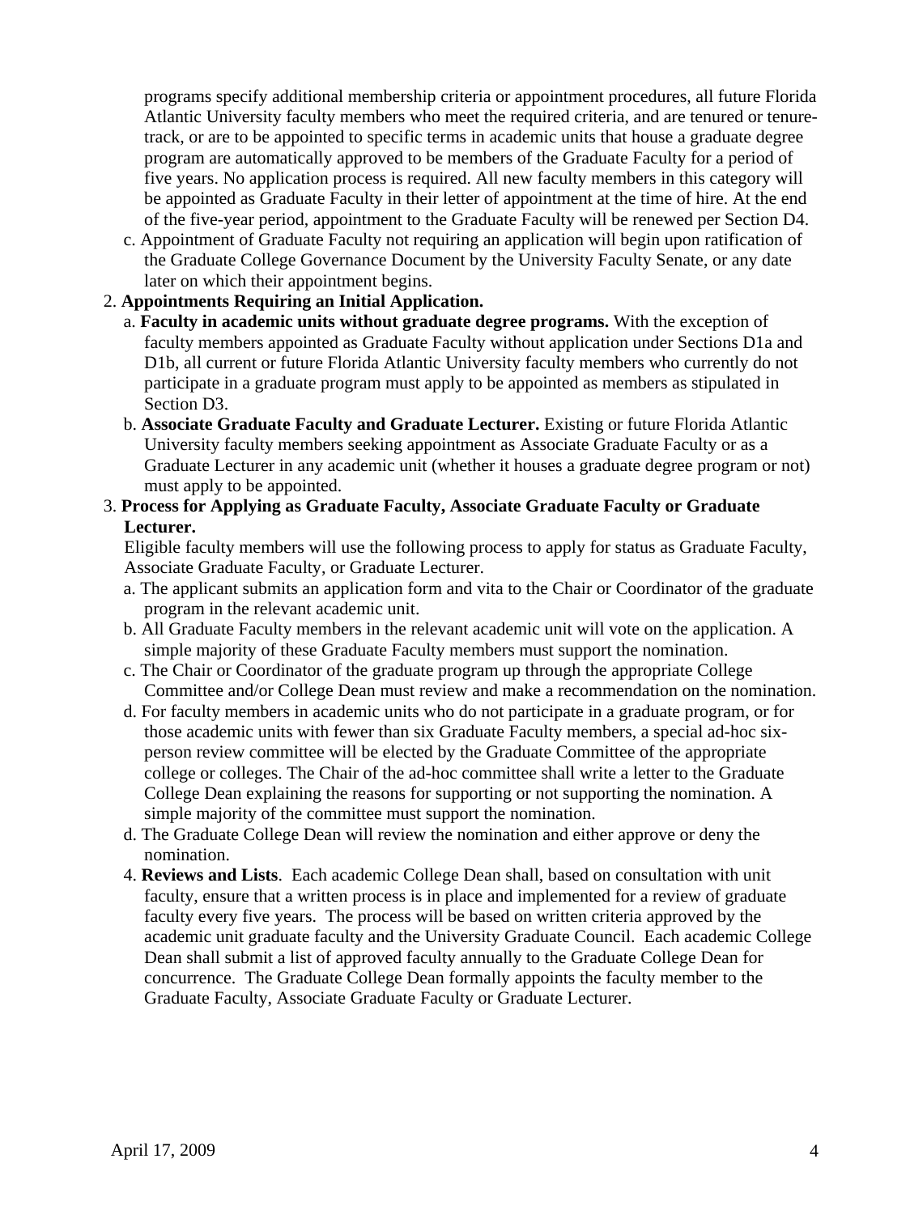programs specify additional membership criteria or appointment procedures, all future Florida Atlantic University faculty members who meet the required criteria, and are tenured or tenure-track, or are to be appointed to specific terms in academic units that house a graduate degree program are automatically approved to be members of the Graduate Faculty for a period of five years. No application process is required. All new faculty members in this category will be appointed as Graduate Faculty in their letter of appointment at the time of hire. At the end of the five-year period, appointment to the Graduate Faculty will be renewed per Section D4.

c. Appointment of Graduate Faculty not requiring an application will begin upon ratification of the Graduate College Governance Document by the University Faculty Senate, or any date later on which their appointment begins.

2. **Appointments Requiring an Initial Application.**
   a. **Faculty in academic units without graduate degree programs.** With the exception of faculty members appointed as Graduate Faculty without application under Sections D1a and D1b, all current or future Florida Atlantic University faculty members who currently do not participate in a graduate program must apply to be appointed as members as stipulated in Section D3.
   b. **Associate Graduate Faculty and Graduate Lecturer.** Existing or future Florida Atlantic University faculty members seeking appointment as Associate Graduate Faculty or as a Graduate Lecturer in any academic unit (whether it houses a graduate degree program or not) must apply to be appointed.

3. **Process for Applying as Graduate Faculty, Associate Graduate Faculty or Graduate Lecturer.**
   Eligible faculty members will use the following process to apply for status as Graduate Faculty, Associate Graduate Faculty, or Graduate Lecturer.
   a. The applicant submits an application form and vita to the Chair or Coordinator of the graduate program in the relevant academic unit.
   b. All Graduate Faculty members in the relevant academic unit will vote on the application. A simple majority of these Graduate Faculty members must support the nomination.
   c. The Chair or Coordinator of the graduate program up through the appropriate College Committee and/or College Dean must review and make a recommendation on the nomination.
   d. For faculty members in academic units who do not participate in a graduate program, or for those academic units with fewer than six Graduate Faculty members, a special ad-hoc six-person review committee will be elected by the Graduate Committee of the appropriate college or colleges. The Chair of the ad-hoc committee shall write a letter to the Graduate College Dean explaining the reasons for supporting or not supporting the nomination. A simple majority of the committee must support the nomination.
   d. The Graduate College Dean will review the nomination and either approve or deny the nomination.
   4. **Reviews and Lists**. Each academic College Dean shall, based on consultation with unit faculty, ensure that a written process is in place and implemented for a review of graduate faculty every five years. The process will be based on written criteria approved by the academic unit graduate faculty and the University Graduate Council. Each academic College Dean shall submit a list of approved faculty annually to the Graduate College Dean for concurrence. The Graduate College Dean formally appoints the faculty member to the Graduate Faculty, Associate Graduate Faculty or Graduate Lecturer.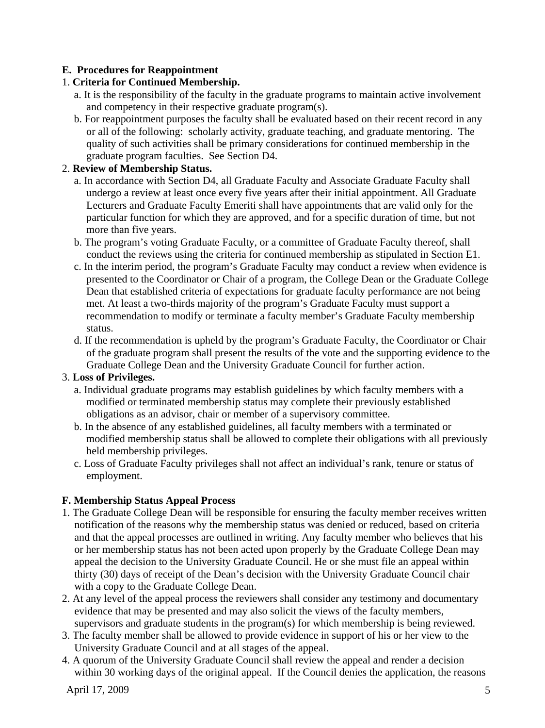**E. Procedures for Reappointment**

1. **Criteria for Continued Membership.**
   a. It is the responsibility of the faculty in the graduate programs to maintain active involvement and competency in their respective graduate program(s).
   b. For reappointment purposes the faculty shall be evaluated based on their recent record in any or all of the following: scholarly activity, graduate teaching, and graduate mentoring. The quality of such activities shall be primary considerations for continued membership in the graduate program faculties. See Section D4.

2. **Review of Membership Status.**
   a. In accordance with Section D4, all Graduate Faculty and Associate Graduate Faculty shall undergo a review at least once every five years after their initial appointment. All Graduate Lecturers and Graduate Faculty Emeriti shall have appointments that are valid only for the particular function for which they are approved, and for a specific duration of time, but not more than five years.
   b. The program's voting Graduate Faculty, or a committee of Graduate Faculty thereof, shall conduct the reviews using the criteria for continued membership as stipulated in Section E1.
   c. In the interim period, the program's Graduate Faculty may conduct a review when evidence is presented to the Coordinator or Chair of a program, the College Dean or the Graduate College Dean that established criteria of expectations for graduate faculty performance are not being met. At least a two-thirds majority of the program's Graduate Faculty must support a recommendation to modify or terminate a faculty member's Graduate Faculty membership status.
   d. If the recommendation is upheld by the program's Graduate Faculty, the Coordinator or Chair of the graduate program shall present the results of the vote and the supporting evidence to the Graduate College Dean and the University Graduate Council for further action.

3. **Loss of Privileges.**
   a. Individual graduate programs may establish guidelines by which faculty members with a modified or terminated membership status may complete their previously established obligations as an advisor, chair or member of a supervisory committee.
   b. In the absence of any established guidelines, all faculty members with a terminated or modified membership status shall be allowed to complete their obligations with all previously held membership privileges.
   c. Loss of Graduate Faculty privileges shall not affect an individual's rank, tenure or status of employment.

**F. Membership Status Appeal Process**

1. The Graduate College Dean will be responsible for ensuring the faculty member receives written notification of the reasons why the membership status was denied or reduced, based on criteria and that the appeal processes are outlined in writing. Any faculty member who believes that his or her membership status has not been acted upon properly by the Graduate College Dean may appeal the decision to the University Graduate Council. He or she must file an appeal within thirty (30) days of receipt of the Dean's decision with the University Graduate Council chair with a copy to the Graduate College Dean.
2. At any level of the appeal process the reviewers shall consider any testimony and documentary evidence that may be presented and may also solicit the views of the faculty members, supervisors and graduate students in the program(s) for which membership is being reviewed.
3. The faculty member shall be allowed to provide evidence in support of his or her view to the University Graduate Council and at all stages of the appeal.
4. A quorum of the University Graduate Council shall review the appeal and render a decision within 30 working days of the original appeal. If the Council denies the application, the reasons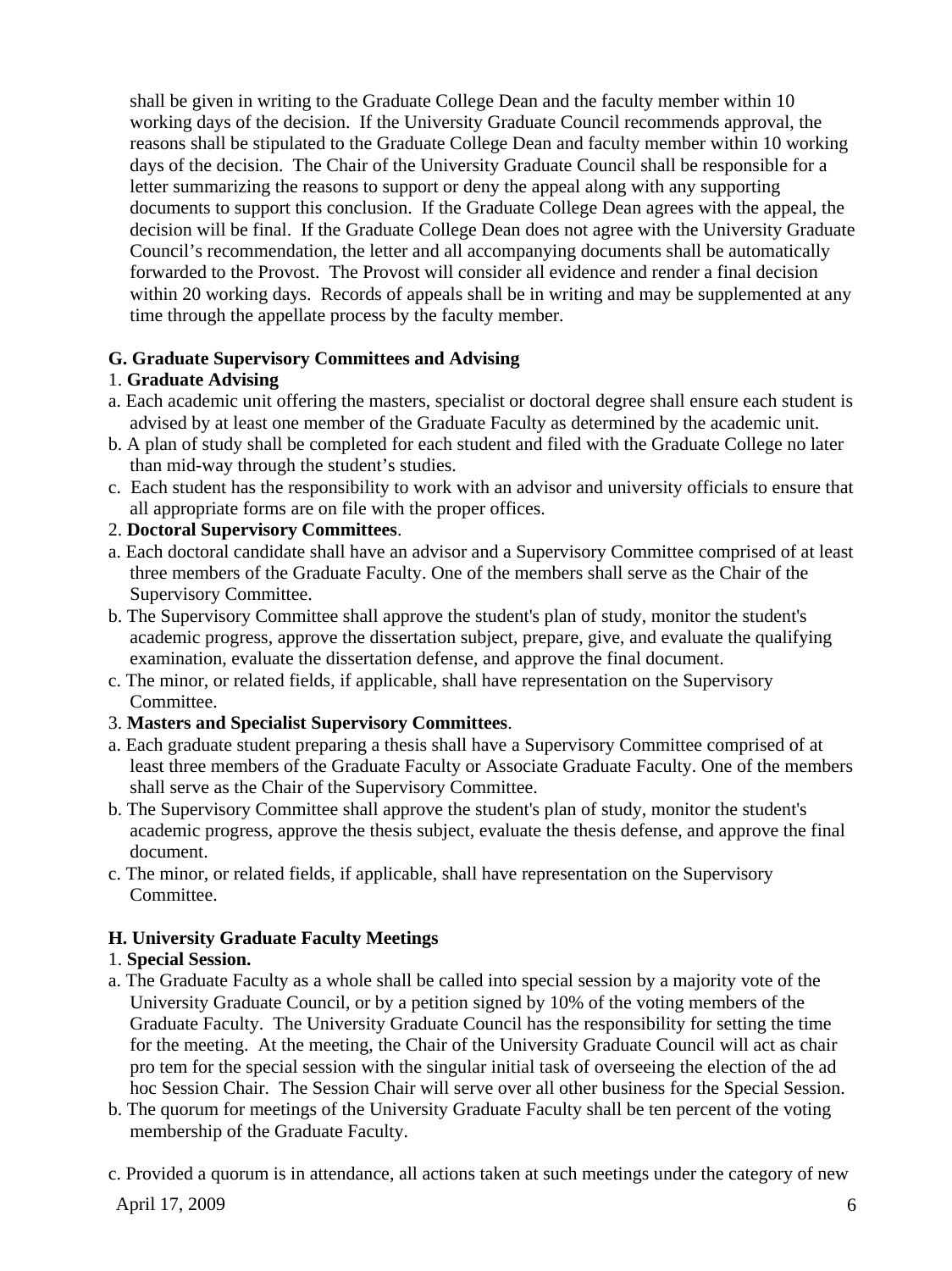shall be given in writing to the Graduate College Dean and the faculty member within 10 working days of the decision. If the University Graduate Council recommends approval, the reasons shall be stipulated to the Graduate College Dean and faculty member within 10 working days of the decision. The Chair of the University Graduate Council shall be responsible for a letter summarizing the reasons to support or deny the appeal along with any supporting documents to support this conclusion. If the Graduate College Dean agrees with the appeal, the decision will be final. If the Graduate College Dean does not agree with the University Graduate Council's recommendation, the letter and all accompanying documents shall be automatically forwarded to the Provost. The Provost will consider all evidence and render a final decision within 20 working days. Records of appeals shall be in writing and may be supplemented at any time through the appellate process by the faculty member.

**G. Graduate Supervisory Committees and Advising**

1. **Graduate Advising**

a. Each academic unit offering the masters, specialist or doctoral degree shall ensure each student is advised by at least one member of the Graduate Faculty as determined by the academic unit.

b. A plan of study shall be completed for each student and filed with the Graduate College no later than mid-way through the student's studies.

c. Each student has the responsibility to work with an advisor and university officials to ensure that all appropriate forms are on file with the proper offices.

2. **Doctoral Supervisory Committees**.

a. Each doctoral candidate shall have an advisor and a Supervisory Committee comprised of at least three members of the Graduate Faculty. One of the members shall serve as the Chair of the Supervisory Committee.

b. The Supervisory Committee shall approve the student's plan of study, monitor the student's academic progress, approve the dissertation subject, prepare, give, and evaluate the qualifying examination, evaluate the dissertation defense, and approve the final document.

c. The minor, or related fields, if applicable, shall have representation on the Supervisory Committee.

3. **Masters and Specialist Supervisory Committees**.

a. Each graduate student preparing a thesis shall have a Supervisory Committee comprised of at least three members of the Graduate Faculty or Associate Graduate Faculty. One of the members shall serve as the Chair of the Supervisory Committee.

b. The Supervisory Committee shall approve the student's plan of study, monitor the student's academic progress, approve the thesis subject, evaluate the thesis defense, and approve the final document.

c. The minor, or related fields, if applicable, shall have representation on the Supervisory Committee.

**H. University Graduate Faculty Meetings**

1. **Special Session.**

a. The Graduate Faculty as a whole shall be called into special session by a majority vote of the University Graduate Council, or by a petition signed by 10% of the voting members of the Graduate Faculty. The University Graduate Council has the responsibility for setting the time for the meeting. At the meeting, the Chair of the University Graduate Council will act as chair pro tem for the special session with the singular initial task of overseeing the election of the ad hoc Session Chair. The Session Chair will serve over all other business for the Special Session.

b. The quorum for meetings of the University Graduate Faculty shall be ten percent of the voting membership of the Graduate Faculty.

c. Provided a quorum is in attendance, all actions taken at such meetings under the category of new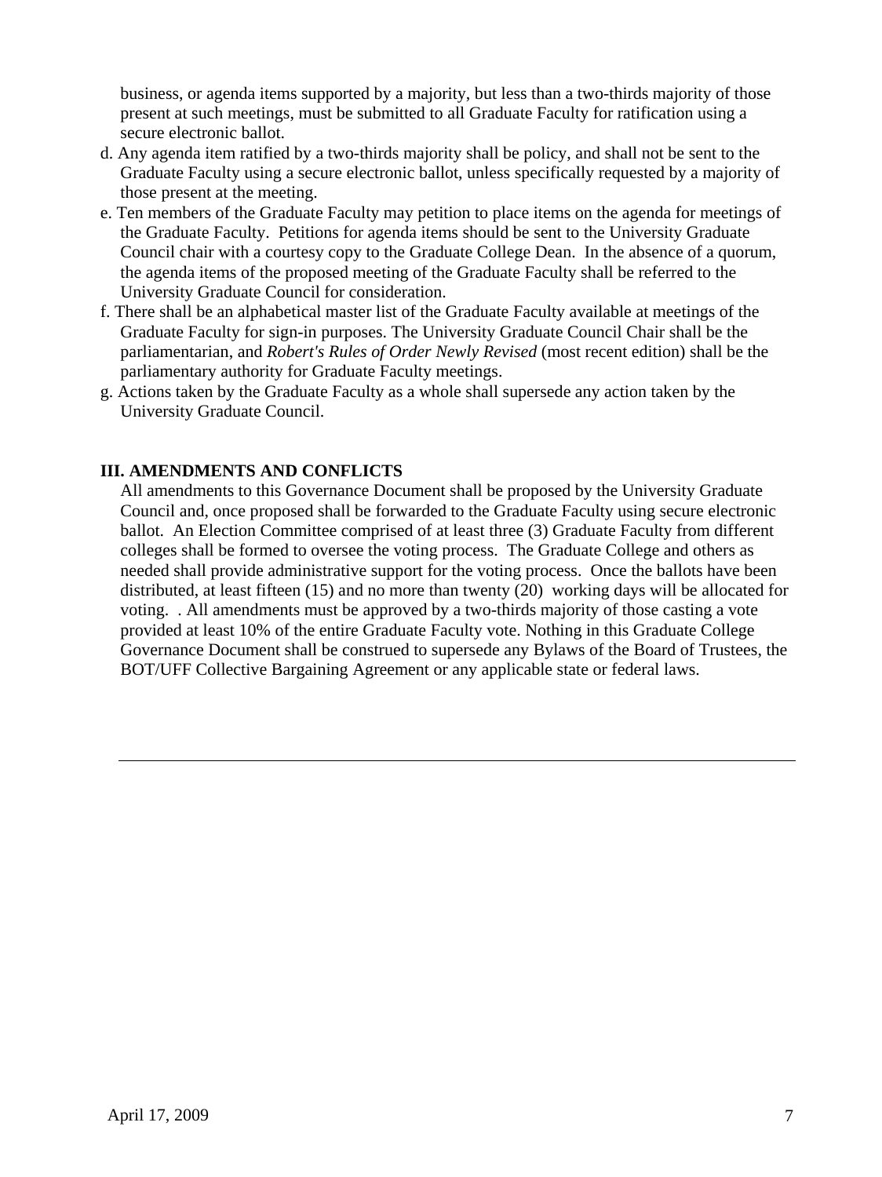business, or agenda items supported by a majority, but less than a two-thirds majority of those present at such meetings, must be submitted to all Graduate Faculty for ratification using a secure electronic ballot.

d. Any agenda item ratified by a two-thirds majority shall be policy, and shall not be sent to the Graduate Faculty using a secure electronic ballot, unless specifically requested by a majority of those present at the meeting.

e. Ten members of the Graduate Faculty may petition to place items on the agenda for meetings of the Graduate Faculty. Petitions for agenda items should be sent to the University Graduate Council chair with a courtesy copy to the Graduate College Dean. In the absence of a quorum, the agenda items of the proposed meeting of the Graduate Faculty shall be referred to the University Graduate Council for consideration.

f. There shall be an alphabetical master list of the Graduate Faculty available at meetings of the Graduate Faculty for sign-in purposes. The University Graduate Council Chair shall be the parliamentarian, and *Robert's Rules of Order Newly Revised* (most recent edition) shall be the parliamentary authority for Graduate Faculty meetings.

g. Actions taken by the Graduate Faculty as a whole shall supersede any action taken by the University Graduate Council.

## III. AMENDMENTS AND CONFLICTS

All amendments to this Governance Document shall be proposed by the University Graduate Council and, once proposed shall be forwarded to the Graduate Faculty using secure electronic ballot. An Election Committee comprised of at least three (3) Graduate Faculty from different colleges shall be formed to oversee the voting process. The Graduate College and others as needed shall provide administrative support for the voting process. Once the ballots have been distributed, at least fifteen (15) and no more than twenty (20) working days will be allocated for voting. . All amendments must be approved by a two-thirds majority of those casting a vote provided at least 10% of the entire Graduate Faculty vote. Nothing in this Graduate College Governance Document shall be construed to supersede any Bylaws of the Board of Trustees, the BOT/UFF Collective Bargaining Agreement or any applicable state or federal laws.

---